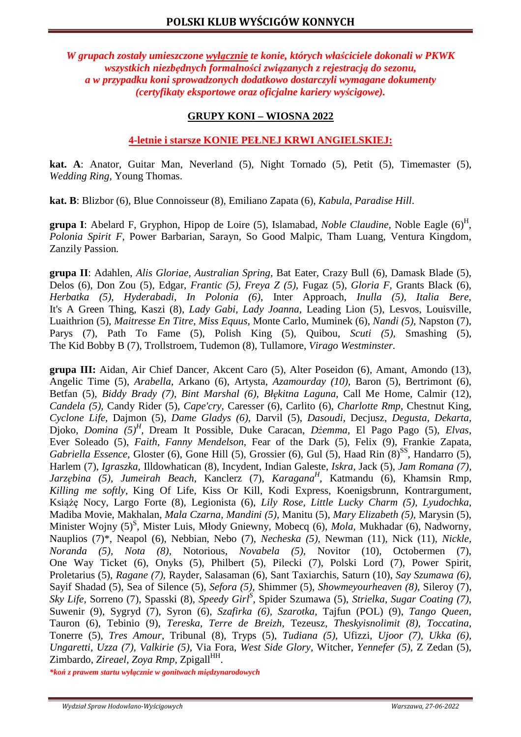# POLSKI KLUB WYŚCIGÓW KONNYCH

***W grupach zostały umieszczone <u>wyłącznie</u> te konie, których właściciele dokonali w PKWK wszystkich niezbędnych formalności związanych z rejestracją do sezonu, a w przypadku koni sprowadzonych dodatkowo dostarczyli wymagane dokumenty (certyfikaty eksportowe oraz oficjalne kariery wyścigowe).***

## GRUPY KONI – WIOSNA 2022

### 4-letnie i starsze KONIE PEŁNEJ KRWI ANGIELSKIEJ:

**kat. A**: Anator, Guitar Man, Neverland (5), Night Tornado (5), Petit (5), Timemaster (5), *Wedding Ring*, Young Thomas.

**kat. B**: Blizbor (6), Blue Connoisseur (8), Emiliano Zapata (6), *Kabula*, *Paradise Hill*.

**grupa I**: Abelard F, Gryphon, Hipop de Loire (5), Islamabad, *Noble Claudine*, Noble Eagle (6)[H], *Polonia Spirit F*, Power Barbarian, Sarayn, So Good Malpic, Tham Luang, Ventura Kingdom, Zanzily Passion.

**grupa II**: Adahlen, *Alis Gloriae*, *Australian Spring*, Bat Eater, Crazy Bull (6), Damask Blade (5), Delos (6), Don Zou (5), Edgar, *Frantic (5)*, *Freya Z (5)*, Fugaz (5), *Gloria F*, Grants Black (6), *Herbatka (5)*, *Hyderabadi*, *In Polonia (6)*, Inter Approach, *Inulla (5)*, *Italia Bere*, It's A Green Thing, Kaszi (8), *Lady Gabi*, *Lady Joanna*, Leading Lion (5), Lesvos, Louisville, Luaithrion (5), *Maitresse En Titre*, *Miss Equus*, Monte Carlo, Muminek (6), *Nandi (5)*, Napston (7), Parys (7), Path To Fame (5), Polish King (5), Quibou, *Scuti (5)*, Smashing (5), The Kid Bobby B (7), Trollstroem, Tudemon (8), Tullamore, *Virago Westminster*.

**grupa III:** Aidan, Air Chief Dancer, Akcent Caro (5), Alter Poseidon (6), Amant, Amondo (13), Angelic Time (5), *Arabella*, Arkano (6), Artysta, *Azamourday (10)*, Baron (5), Bertrimont (6), Betfan (5), *Biddy Brady (7)*, *Bint Marshal (6)*, *Błękitna Laguna*, Call Me Home, Calmir (12), *Candela (5)*, Candy Rider (5), *Cape'cry*, Caresser (6), Carlito (6), *Charlotte Rmp*, Chestnut King, *Cyclone Life*, Dajmon (5), *Dame Gladys (6)*, Darvil (5), *Dasoudi*, Decjusz, *Degusta*, *Dekarta*, Djoko, *Domina (5)[H]*, Dream It Possible, Duke Caracan, *Dżemma*, El Pago Pago (5), *Elvas*, Ever Soleado (5), *Faith*, *Fanny Mendelson*, Fear of the Dark (5), Felix (9), Frankie Zapata, *Gabriella Essence*, Gloster (6), Gone Hill (5), Grossier (6), Gul (5), Haad Rin (8)[SS], Handarro (5), Harlem (7), *Igraszka*, Illdowhatican (8), Incydent, Indian Galeste, *Iskra*, Jack (5), *Jam Romana (7)*, *Jarzębina (5)*, *Jumeirah Beach*, Kanclerz (7), *Karagana[H]*, Katmandu (6), Khamsin Rmp, *Killing me softly*, King Of Life, Kiss Or Kill, Kodi Express, Koenigsbrunn, Kontrargument, Książę Nocy, Largo Forte (8), Legionista (6), *Lily Rose*, *Little Lucky Charm (5)*, *Lyudochka*, Madiba Movie, Makhalan, *Mala Czarna*, *Mandini (5)*, Manitu (5), *Mary Elizabeth (5)*, Marysin (5), Minister Wojny (5)[S], Mister Luis, Młody Gniewny, Mobecq (6), *Mola*, Mukhadar (6), Nadworny, Nauplios (7)*, Neapol (6), Nebbian, Nebo (7), *Necheska (5)*, Newman (11), Nick (11), *Nickle*, *Noranda (5)*, *Nota (8)*, Notorious, *Novabela (5)*, Novitor (10), Octobermen (7), One Way Ticket (6), Onyks (5), Philbert (5), Pilecki (7), Polski Lord (7), Power Spirit, Proletarius (5), *Ragane (7)*, Rayder, Salasaman (6), Sant Taxiarchis, Saturn (10), *Say Szumawa (6)*, Sayif Shadad (5), Sea of Silence (5), *Sefora (5)*, Shimmer (5), *Showmeyourheaven (8)*, Sileroy (7), *Sky Life*, Sorreno (7), Spasski (8), *Speedy Girl[S]*, Spider Szumawa (5), *Strielka*, *Sugar Coating (7)*, Suwenir (9), Sygryd (7), Syron (6), *Szafirka (6)*, *Szarotka*, Tajfun (POL) (9), *Tango Queen*, Tauron (6), Tebinio (9), *Tereska*, *Terre de Breizh*, Tezeusz, *Theskyisnolimit (8)*, *Toccatina*, Tonerre (5), *Tres Amour*, Tribunal (8), Tryps (5), *Tudiana (5)*, Ufizzi, *Ujoor (7)*, *Ukka (6)*, *Ungaretti*, *Uzza (7)*, *Valkirie (5)*, Via Fora, *West Side Glory*, Witcher, *Yennefer (5)*, Z Zedan (5), Zimbardo, *Zireael*, *Zoya Rmp*, Zpigall[HH].

****koń z prawem startu wyłącznie w gonitwach międzynarodowych***

*Wydział Spraw Hodowlano-Wyścigowych* — *Warszawa, 27-06-2022*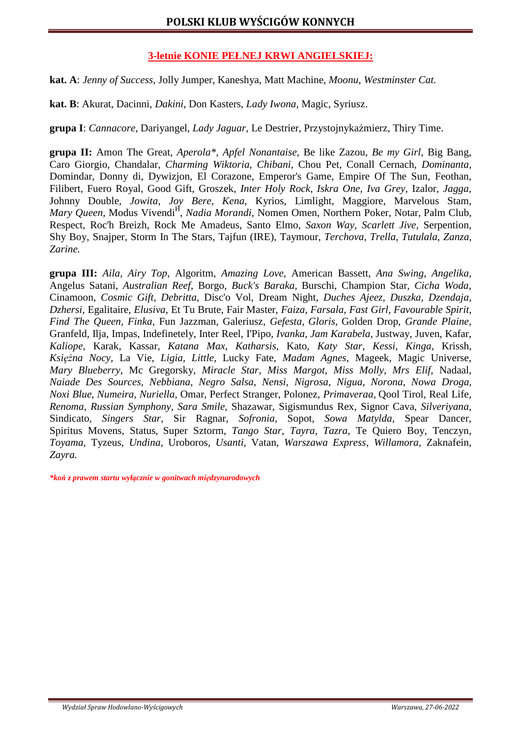## 3-letnie KONIE PEŁNEJ KRWI ANGIELSKIEJ:

**kat. A**: *Jenny of Success,* Jolly Jumper, Kaneshya, Matt Machine, *Moonu, Westminster Cat.*

**kat. B**: Akurat, Dacinni, *Dakini,* Don Kasters, *Lady Iwona*, Magic, Syriusz.

**grupa I**: *Cannacore,* Dariyangel, *Lady Jaguar,* Le Destrier, Przystojnykaźmierz, Thiry Time.

**grupa II:** Amon The Great, *Aperola*\*, *Apfel Nonantaise,* Be like Zazou, *Be my Girl,* Big Bang, Caro Giorgio, Chandalar, *Charming Wiktoria, Chibani*, Chou Pet, Conall Cernach, *Dominanta,* Domindar, Donny di, Dywizjon, El Corazone, Emperor's Game, Empire Of The Sun, Feothan, Filibert, Fuero Royal, Good Gift, Groszek, *Inter Holy Rock, Iskra One, Iva Grey,* Izalor, *Jagga,* Johnny Double, *Jowita, Joy Bere, Kena,* Kyrios, Limlight, Maggiore, Marvelous Stam, *Mary Queen,* Modus Vivendi[H], *Nadia Morandi,* Nomen Omen, Northern Poker, Notar, Palm Club, Respect, Roc'h Breizh, Rock Me Amadeus, Santo Elmo, *Saxon Way, Scarlett Jive,* Serpention, Shy Boy, Snajper, Storm In The Stars, Tajfun (IRE), Taymour, *Terchova, Trella, Tutulala, Zanza, Zarine.*

**grupa III:** *Aila, Airy Top,* Algoritm, *Amazing Love,* American Bassett, *Ana Swing, Angelika,* Angelus Satani, *Australian Reef,* Borgo, *Buck's Baraka,* Burschi, Champion Star, *Cicha Woda,* Cinamoon, *Cosmic Gift, Debritta,* Disc'o Vol, Dream Night, *Duches Ajeez, Duszka, Dzendaja, Dzhersi,* Egalitaire, *Elusiva,* Et Tu Brute, Fair Master, *Faiza, Farsala, Fast Girl, Favourable Spirit, Find The Queen, Finka,* Fun Jazzman, Galeriusz, *Gefesta, Gloris,* Golden Drop, *Grande Plaine,* Granfeld, Ilja, Impas, Indefinetely, Inter Reel, I'Pipo, *Ivanka, Jam Karabela,* Justway, Juven, Kafar, *Kaliope,* Karak, Kassar, *Katana Max, Katharsis,* Kato, *Katy Star, Kessi, Kinga,* Krissh, *Księżna Nocy,* La Vie, *Ligia, Little,* Lucky Fate, *Madam Agnes,* Mageek, Magic Universe, *Mary Blueberry,* Mc Gregorsky, *Miracle Star, Miss Margot, Miss Molly, Mrs Elif,* Nadaal, *Naiade Des Sources, Nebbiana, Negro Salsa, Nensi, Nigrosa, Nigua, Norona, Nowa Droga, Noxi Blue, Numeira, Nuriella,* Omar, Perfect Stranger, Polonez, *Primaveraa,* Qool Tirol, Real Life, *Renoma, Russian Symphony, Sara Smile,* Shazawar, Sigismundus Rex, Signor Cava, *Silveriyana,* Sindicato, *Singers Star,* Sir Ragnar, *Sofronia,* Sopot, *Sowa Matylda,* Spear Dancer, Spiritus Movens, Status, Super Sztorm, *Tango Star, Tayra, Tazra,* Te Quiero Boy, Tenczyn, *Toyama,* Tyzeus, *Undina,* Uroboros, *Usanti,* Vatan, *Warszawa Express, Willamora,* Zaknafein, *Zayra.*

***koń z prawem startu wyłącznie w gonitwach międzynarodowych***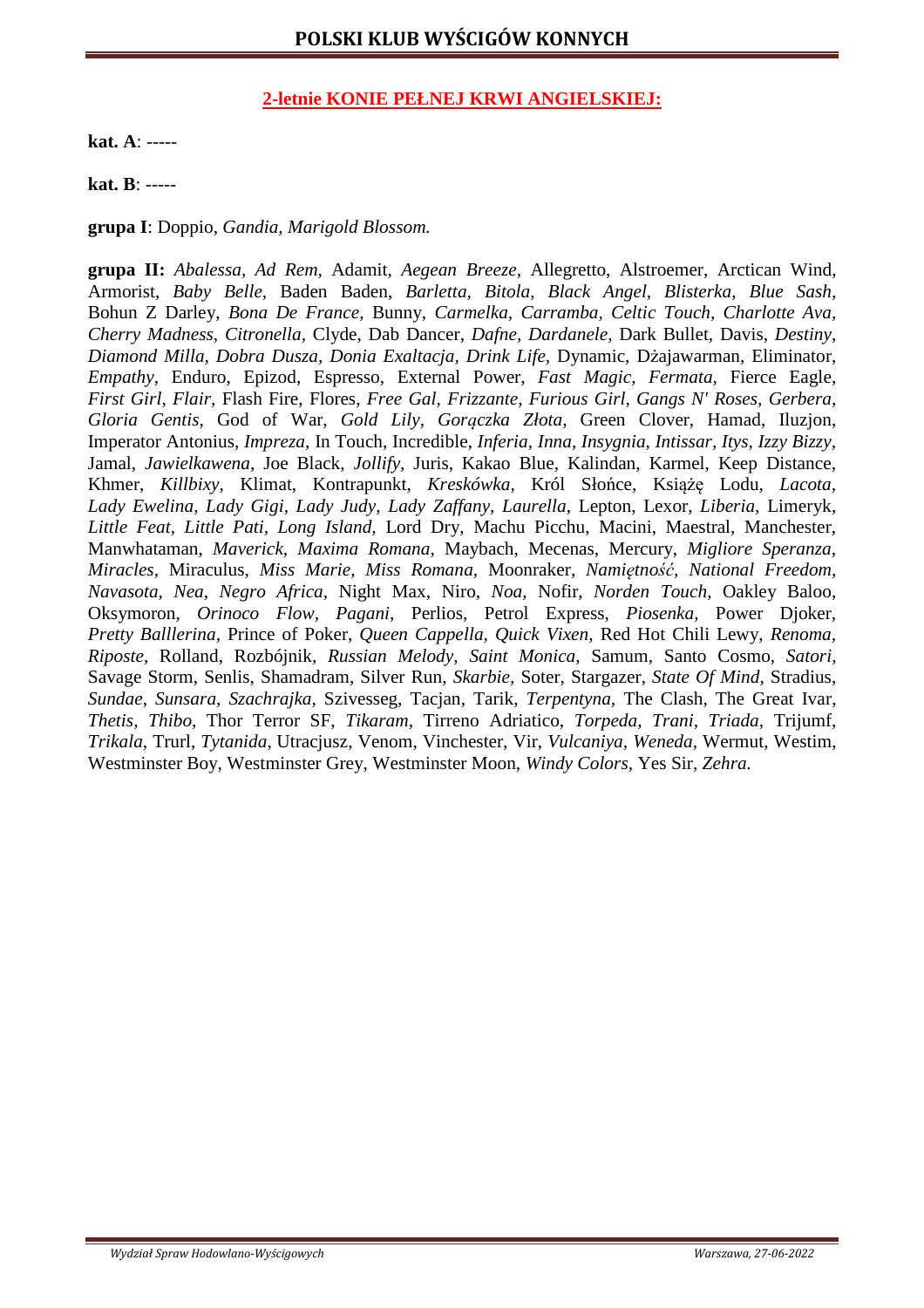## 2-letnie KONIE PEŁNEJ KRWI ANGIELSKIEJ:

**kat. A**: -----

**kat. B**: -----

**grupa I**: Doppio, *Gandia, Marigold Blossom.*

**grupa II:** *Abalessa, Ad Rem,* Adamit, *Aegean Breeze,* Allegretto, Alstroemer, Arctican Wind, Armorist, *Baby Belle,* Baden Baden, *Barletta, Bitola, Black Angel, Blisterka, Blue Sash,* Bohun Z Darley, *Bona De France,* Bunny, *Carmelka, Carramba, Celtic Touch, Charlotte Ava, Cherry Madness, Citronella,* Clyde, Dab Dancer, *Dafne, Dardanele,* Dark Bullet, Davis, *Destiny, Diamond Milla, Dobra Dusza, Donia Exaltacja, Drink Life,* Dynamic, Dżajawarman, Eliminator, *Empathy,* Enduro, Epizod, Espresso, External Power, *Fast Magic, Fermata,* Fierce Eagle, *First Girl, Flair,* Flash Fire, Flores, *Free Gal, Frizzante, Furious Girl, Gangs N' Roses, Gerbera, Gloria Gentis,* God of War, *Gold Lily, Gorączka Złota,* Green Clover, Hamad, Iluzjon, Imperator Antonius, *Impreza,* In Touch, Incredible, *Inferia, Inna, Insygnia, Intissar, Itys, Izzy Bizzy,* Jamal, *Jawielkawena,* Joe Black, *Jollify,* Juris, Kakao Blue, Kalindan, Karmel, Keep Distance, Khmer, *Killbixy,* Klimat, Kontrapunkt, *Kreskówka,* Król Słońce, Książę Lodu, *Lacota, Lady Ewelina, Lady Gigi, Lady Judy, Lady Zaffany, Laurella,* Lepton, Lexor, *Liberia,* Limeryk, *Little Feat, Little Pati, Long Island,* Lord Dry, Machu Picchu, Macini, Maestral, Manchester, Manwhataman, *Maverick, Maxima Romana,* Maybach, Mecenas, Mercury, *Migliore Speranza, Miracles,* Miraculus, *Miss Marie, Miss Romana,* Moonraker, *Namiętność, National Freedom, Navasota, Nea, Negro Africa,* Night Max, Niro, *Noa,* Nofir, *Norden Touch,* Oakley Baloo, Oksymoron, *Orinoco Flow, Pagani,* Perlios, Petrol Express, *Piosenka,* Power Djoker, *Pretty Balllerina,* Prince of Poker, *Queen Cappella, Quick Vixen,* Red Hot Chili Lewy, *Renoma, Riposte,* Rolland, Rozbójnik, *Russian Melody, Saint Monica,* Samum, Santo Cosmo, *Satori,* Savage Storm, Senlis, Shamadram, Silver Run, *Skarbie,* Soter, Stargazer, *State Of Mind,* Stradius, *Sundae, Sunsara, Szachrajka,* Szivesseg, Tacjan, Tarik, *Terpentyna,* The Clash, The Great Ivar, *Thetis, Thibo,* Thor Terror SF, *Tikaram,* Tirreno Adriatico, *Torpeda, Trani, Triada,* Trijumf, *Trikala,* Trurl, *Tytanida,* Utracjusz, Venom, Vinchester, Vir, *Vulcaniya, Weneda,* Wermut, Westim, Westminster Boy, Westminster Grey, Westminster Moon, *Windy Colors,* Yes Sir, *Zehra.*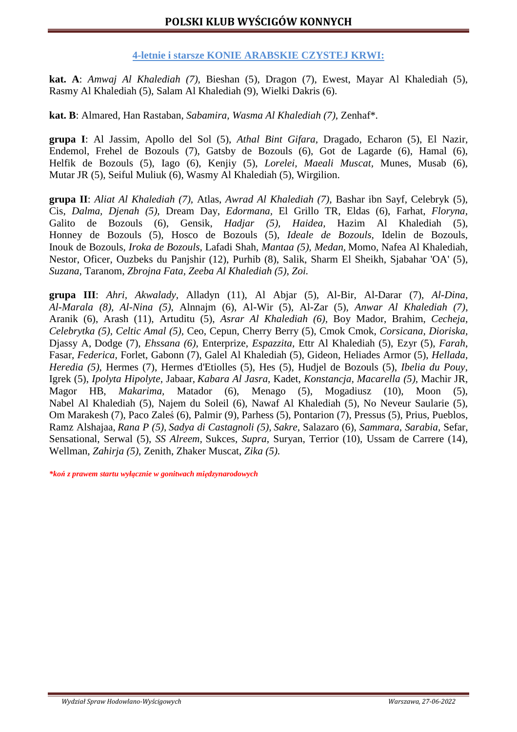## 4-letnie i starsze KONIE ARABSKIE CZYSTEJ KRWI:

**kat. A**: *Amwaj Al Khalediah (7)*, Bieshan (5), Dragon (7), Ewest, Mayar Al Khalediah (5), Rasmy Al Khalediah (5), Salam Al Khalediah (9), Wielki Dakris (6).

**kat. B**: Almared, Han Rastaban, *Sabamira, Wasma Al Khalediah (7),* Zenhaf*.

**grupa I**: Al Jassim, Apollo del Sol (5), *Athal Bint Gifara*, Dragado, Echaron (5), El Nazir, Endemol, Frehel de Bozouls (7), Gatsby de Bozouls (6), Got de Lagarde (6), Hamal (6), Helfik de Bozouls (5), Iago (6), Kenjiy (5), *Lorelei*, *Maeali Muscat*, Munes, Musab (6), Mutar JR (5), Seiful Muliuk (6), Wasmy Al Khalediah (5), Wirgilion.

**grupa II**: *Aliat Al Khalediah (7),* Atlas, *Awrad Al Khalediah (7),* Bashar ibn Sayf, Celebryk (5), Cis, *Dalma, Djenah (5),* Dream Day, *Edormana,* El Grillo TR, Eldas (6), Farhat, *Floryna,* Galito de Bozouls (6), Gensik, *Hadjar (5), Haidea,* Hazim Al Khalediah (5), Honney de Bozouls (5), Hosco de Bozouls (5), *Ideale de Bozouls,* Idelin de Bozouls, Inouk de Bozouls, *Iroka de Bozouls,* Lafadi Shah, *Mantaa (5), Medan,* Momo, Nafea Al Khalediah, Nestor, Oficer, Ouzbeks du Panjshir (12), Purhib (8), Salik, Sharm El Sheikh, Sjabahar 'OA' (5), *Suzana,* Taranom, *Zbrojna Fata, Zeeba Al Khalediah (5), Zoi.*

**grupa III**: *Ahri, Akwalady,* Alladyn (11), Al Abjar (5), Al-Bir, Al-Darar (7), *Al-Dina, Al-Marala (8), Al-Nina (5),* Alnnajm (6), Al-Wir (5), Al-Zar (5), *Anwar Al Khalediah (7),* Aranik (6), Arash (11), Artuditu (5), *Asrar Al Khalediah (6),* Boy Mador, Brahim, *Cecheja, Celebrytka (5), Celtic Amal (5),* Ceo, Cepun, Cherry Berry (5), Cmok Cmok, *Corsicana, Dioriska,* Djassy A, Dodge (7), *Ehssana (6),* Enterprize, *Espazzita,* Ettr Al Khalediah (5), Ezyr (5), *Farah,* Fasar, *Federica,* Forlet, Gabonn (7), Galel Al Khalediah (5), Gideon, Heliades Armor (5), *Hellada, Heredia (5),* Hermes (7), Hermes d'Etiolles (5), Hes (5), Hudjel de Bozouls (5), *Ibelia du Pouy,* Igrek (5), *Ipolyta Hipolyte,* Jabaar, *Kabara Al Jasra,* Kadet, *Konstancja, Macarella (5),* Machir JR, Magor HB, *Makarima,* Matador (6), Menago (5), Mogadiusz (10), Moon (5), Nabel Al Khalediah (5), Najem du Soleil (6), Nawaf Al Khalediah (5), No Neveur Saularie (5), Om Marakesh (7), Paco Zaleś (6), Palmir (9), Parhess (5), Pontarion (7), Pressus (5), Prius, Pueblos, Ramz Alshajaa, *Rana P (5), Sadya di Castagnoli (5), Sakre,* Salazaro (6), *Sammara, Sarabia,* Sefar, Sensational, Serwal (5), *SS Alreem,* Sukces, *Supra,* Suryan, Terrior (10), Ussam de Carrere (14), Wellman, *Zahirja (5),* Zenith, Zhaker Muscat, *Zika (5).*

****koń z prawem startu wyłącznie w gonitwach międzynarodowych***

*Wydział Spraw Hodowlano-Wyścigowych* *Warszawa, 27-06-2022*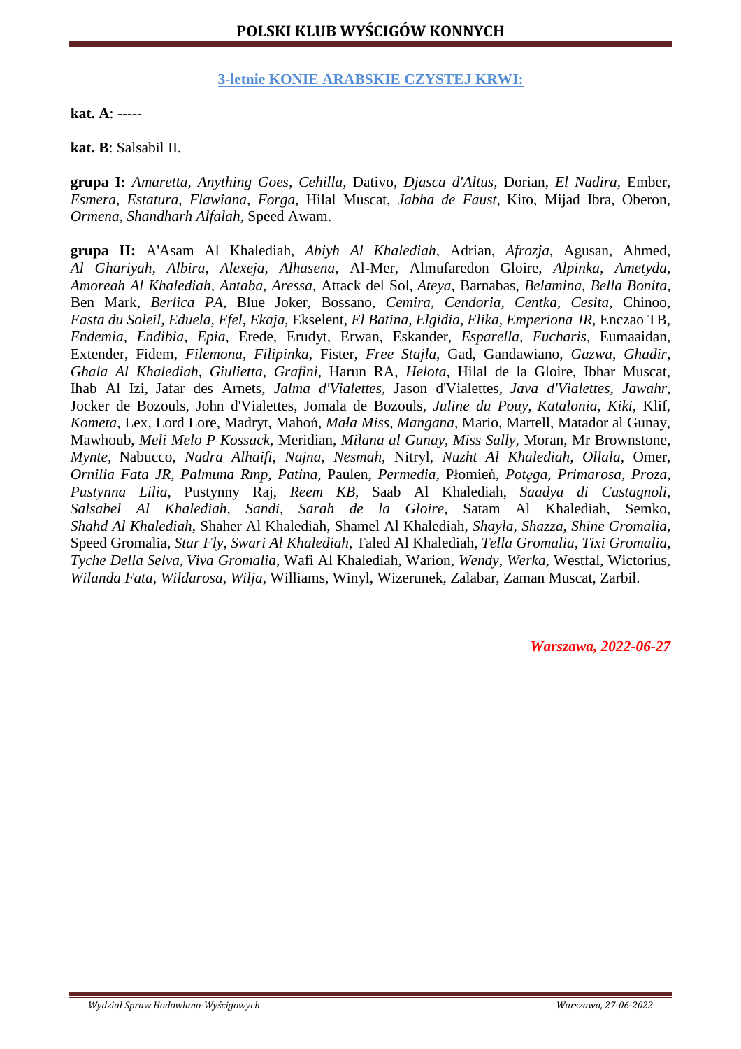## 3-letnie KONIE ARABSKIE CZYSTEJ KRWI:

**kat. A**: -----

**kat. B**: Salsabil II.

**grupa I:** *Amaretta, Anything Goes, Cehilla,* Dativo, *Djasca d'Altus,* Dorian, *El Nadira*, Ember, *Esmera, Estatura, Flawiana, Forga,* Hilal Muscat, *Jabha de Faust,* Kito, Mijad Ibra, Oberon, *Ormena*, *Shandharh Alfalah*, Speed Awam.

**grupa II:** A'Asam Al Khalediah, *Abiyh Al Khalediah*, Adrian, *Afrozja*, Agusan, Ahmed, *Al Ghariyah, Albira, Alexeja, Alhasena,* Al-Mer, Almufaredon Gloire, *Alpinka, Ametyda, Amoreah Al Khalediah, Antaba, Aressa,* Attack del Sol, *Ateya*, Barnabas, *Belamina, Bella Bonita,* Ben Mark, *Berlica PA,* Blue Joker, Bossano, *Cemira, Cendoria, Centka, Cesita,* Chinoo, *Easta du Soleil, Eduela, Efel, Ekaja,* Ekselent, *El Batina, Elgidia, Elika, Emperiona JR,* Enczao TB, *Endemia, Endibia, Epia*, Erede, Erudyt, Erwan, Eskander, *Esparella*, *Eucharis*, Eumaaidan, Extender, Fidem, *Filemona, Filipinka,* Fister, *Free Stajla,* Gad, Gandawiano, *Gazwa, Ghadir, Ghala Al Khalediah, Giulietta, Grafini,* Harun RA, *Helota,* Hilal de la Gloire, Ibhar Muscat, Ihab Al Izi, Jafar des Arnets, *Jalma d'Vialettes,* Jason d'Vialettes, *Java d'Vialettes, Jawahr,* Jocker de Bozouls, John d'Vialettes, Jomala de Bozouls, *Juline du Pouy, Katalonia, Kiki,* Klif, *Kometa,* Lex, Lord Lore, Madryt, Mahoń, *Mała Miss, Mangana,* Mario, Martell, Matador al Gunay, Mawhoub, *Meli Melo P Kossack,* Meridian, *Milana al Gunay, Miss Sally,* Moran, Mr Brownstone, *Mynte,* Nabucco, *Nadra Alhaifi, Najna, Nesmah,* Nitryl, *Nuzht Al Khalediah, Ollala,* Omer, *Ornilia Fata JR, Palmuna Rmp, Patina,* Paulen, *Permedia,* Płomień, *Potęga, Primarosa, Proza, Pustynna Lilia,* Pustynny Raj, *Reem KB,* Saab Al Khalediah, *Saadya di Castagnoli, Salsabel Al Khalediah, Sandi, Sarah de la Gloire,* Satam Al Khalediah, Semko, *Shahd Al Khalediah,* Shaher Al Khalediah, Shamel Al Khalediah, *Shayla, Shazza, Shine Gromalia,* Speed Gromalia, *Star Fly, Swari Al Khalediah,* Taled Al Khalediah, *Tella Gromalia, Tixi Gromalia, Tyche Della Selva, Viva Gromalia,* Wafi Al Khalediah, Warion, *Wendy, Werka,* Westfal, Wictorius, *Wilanda Fata, Wildarosa, Wilja,* Williams, Winyl, Wizerunek, Zalabar, Zaman Muscat, Zarbil.

***Warszawa, 2022-06-27***